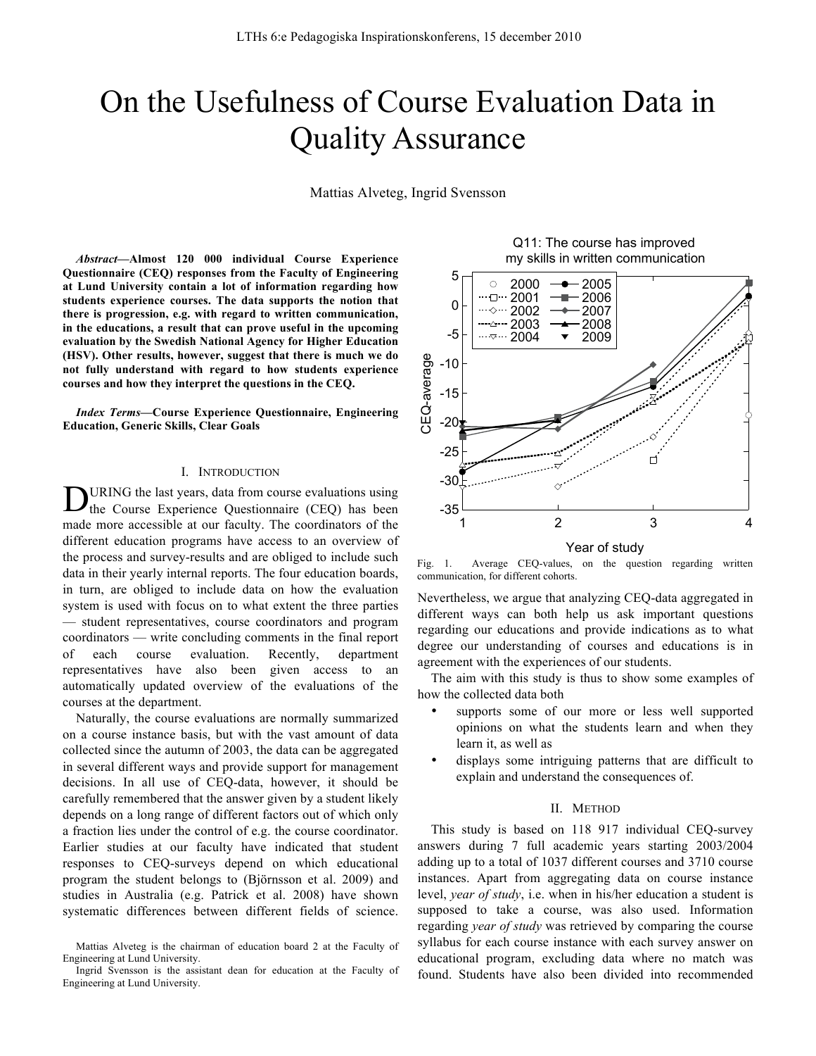# On the Usefulness of Course Evaluation Data in Quality Assurance

Mattias Alveteg, Ingrid Svensson

***Abstract*—Almost 120 000 individual Course Experience Questionnaire (CEQ) responses from the Faculty of Engineering at Lund University contain a lot of information regarding how students experience courses. The data supports the notion that there is progression, e.g. with regard to written communication, in the educations, a result that can prove useful in the upcoming evaluation by the Swedish National Agency for Higher Education (HSV). Other results, however, suggest that there is much we do not fully understand with regard to how students experience courses and how they interpret the questions in the CEQ.**

***Index Terms*—Course Experience Questionnaire, Engineering Education, Generic Skills, Clear Goals**

## I. Introduction

During the last years, data from course evaluations using the Course Experience Questionnaire (CEQ) has been made more accessible at our faculty. The coordinators of the different education programs have access to an overview of the process and survey-results and are obliged to include such data in their yearly internal reports. The four education boards, in turn, are obliged to include data on how the evaluation system is used with focus on to what extent the three parties — student representatives, course coordinators and program coordinators — write concluding comments in the final report of each course evaluation. Recently, department representatives have also been given access to an automatically updated overview of the evaluations of the courses at the department.

Naturally, the course evaluations are normally summarized on a course instance basis, but with the vast amount of data collected since the autumn of 2003, the data can be aggregated in several different ways and provide support for management decisions. In all use of CEQ-data, however, it should be carefully remembered that the answer given by a student likely depends on a long range of different factors out of which only a fraction lies under the control of e.g. the course coordinator. Earlier studies at our faculty have indicated that student responses to CEQ-surveys depend on which educational program the student belongs to (Björnsson et al. 2009) and studies in Australia (e.g. Patrick et al. 2008) have shown systematic differences between different fields of science.

Mattias Alveteg is the chairman of education board 2 at the Faculty of Engineering at Lund University.

Ingrid Svensson is the assistant dean for education at the Faculty of Engineering at Lund University.

Fig. 1. Average CEQ-values, on the question regarding written communication, for different cohorts.

Nevertheless, we argue that analyzing CEQ-data aggregated in different ways can both help us ask important questions regarding our educations and provide indications as to what degree our understanding of courses and educations is in agreement with the experiences of our students.

The aim with this study is thus to show some examples of how the collected data both

- supports some of our more or less well supported opinions on what the students learn and when they learn it, as well as
- displays some intriguing patterns that are difficult to explain and understand the consequences of.

## II. Method

This study is based on 118 917 individual CEQ-survey answers during 7 full academic years starting 2003/2004 adding up to a total of 1037 different courses and 3710 course instances. Apart from aggregating data on course instance level, *year of study*, i.e. when in his/her education a student is supposed to take a course, was also used. Information regarding *year of study* was retrieved by comparing the course syllabus for each course instance with each survey answer on educational program, excluding data where no match was found. Students have also been divided into recommended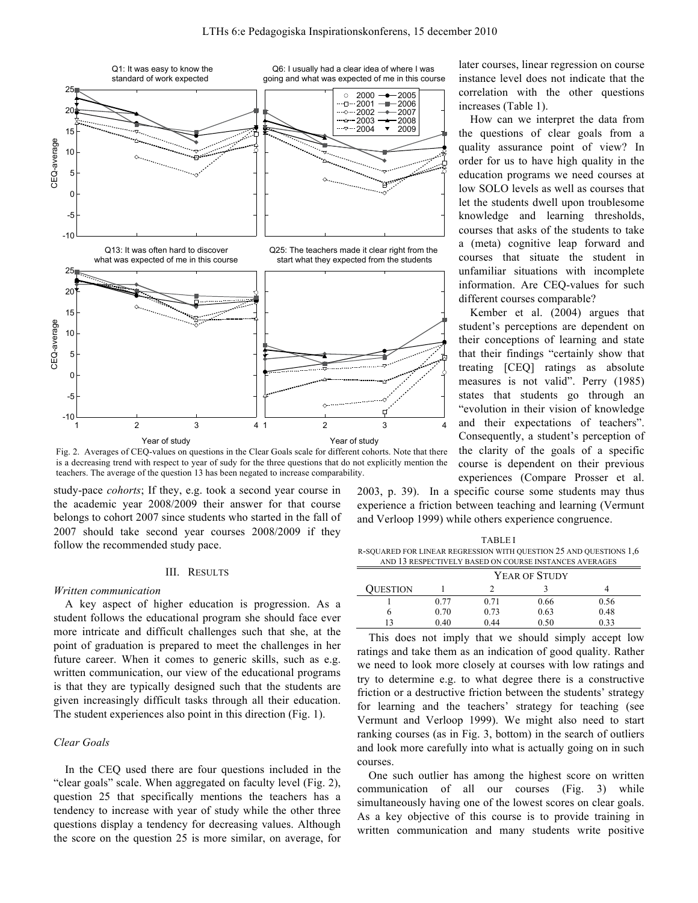Fig. 2. Averages of CEQ-values on questions in the Clear Goals scale for different cohorts. Note that there is a decreasing trend with respect to year of sudy for the three questions that do not explicitly mention the teachers. The average of the question 13 has been negated to increase comparability.

study-pace *cohorts*; If they, e.g. took a second year course in the academic year 2008/2009 their answer for that course belongs to cohort 2007 since students who started in the fall of 2007 should take second year courses 2008/2009 if they follow the recommended study pace.

## III. Results

### *Written communication*

A key aspect of higher education is progression. As a student follows the educational program she should face ever more intricate and difficult challenges such that she, at the point of graduation is prepared to meet the challenges in her future career. When it comes to generic skills, such as e.g. written communication, our view of the educational programs is that they are typically designed such that the students are given increasingly difficult tasks through all their education. The student experiences also point in this direction (Fig. 1).

### *Clear Goals*

In the CEQ used there are four questions included in the "clear goals" scale. When aggregated on faculty level (Fig. 2), question 25 that specifically mentions the teachers has a tendency to increase with year of study while the other three questions display a tendency for decreasing values. Although the score on the question 25 is more similar, on average, for later courses, linear regression on course instance level does not indicate that the correlation with the other questions increases (Table 1).

How can we interpret the data from the questions of clear goals from a quality assurance point of view? In order for us to have high quality in the education programs we need courses at low SOLO levels as well as courses that let the students dwell upon troublesome knowledge and learning thresholds, courses that asks of the students to take a (meta) cognitive leap forward and courses that situate the student in unfamiliar situations with incomplete information. Are CEQ-values for such different courses comparable?

Kember et al. (2004) argues that student's perceptions are dependent on their conceptions of learning and state that their findings "certainly show that treating [CEQ] ratings as absolute measures is not valid". Perry (1985) states that students go through an "evolution in their vision of knowledge and their expectations of teachers". Consequently, a student's perception of the clarity of the goals of a specific course is dependent on their previous experiences (Compare Prosser et al. 2003, p. 39). In a specific course some students may thus experience a friction between teaching and learning (Vermunt and Verloop 1999) while others experience congruence.

TABLE I
R-SQUARED FOR LINEAR REGRESSION WITH QUESTION 25 AND QUESTIONS 1,6 AND 13 RESPECTIVELY BASED ON COURSE INSTANCES AVERAGES

| | Year of Study | | | |
|---|---|---|---|---|
| Question | 1 | 2 | 3 | 4 |
| 1 | 0.77 | 0.71 | 0.66 | 0.56 |
| 6 | 0.70 | 0.73 | 0.63 | 0.48 |
| 13 | 0.40 | 0.44 | 0.50 | 0.33 |

This does not imply that we should simply accept low ratings and take them as an indication of good quality. Rather we need to look more closely at courses with low ratings and try to determine e.g. to what degree there is a constructive friction or a destructive friction between the students' strategy for learning and the teachers' strategy for teaching (see Vermunt and Verloop 1999). We might also need to start ranking courses (as in Fig. 3, bottom) in the search of outliers and look more carefully into what is actually going on in such courses.

One such outlier has among the highest score on written communication of all our courses (Fig. 3) while simultaneously having one of the lowest scores on clear goals. As a key objective of this course is to provide training in written communication and many students write positive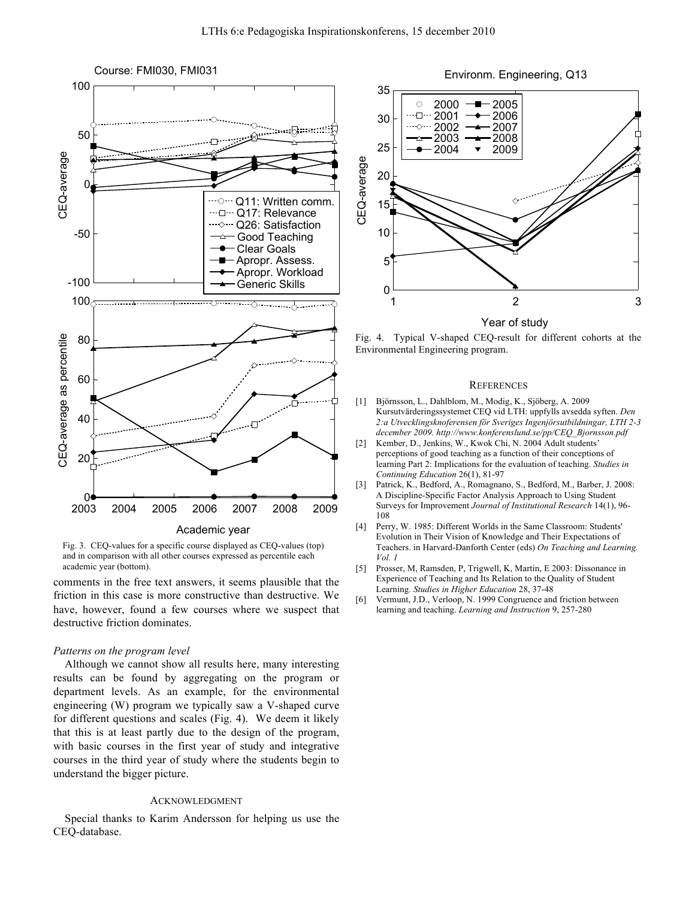Course: FMI030, FMI031

100
50
0
-50
-100

CEQ-average

Q11: Written comm.
Q17: Relevance
Q26: Satisfaction
Good Teaching
Clear Goals
Apropr. Assess.
Apropr. Workload
Generic Skills

100
80
60
40
20
0

CEQ-average as percentile

2003 2004 2005 2006 2007 2008 2009

Academic year

Fig. 3. CEQ-values for a specific course displayed as CEQ-values (top) and in comparison with all other courses expressed as percentile each academic year (bottom).

comments in the free text answers, it seems plausible that the friction in this case is more constructive than destructive. We have, however, found a few courses where we suspect that destructive friction dominates.

*Patterns on the program level*

Although we cannot show all results here, many interesting results can be found by aggregating on the program or department levels. As an example, for the environmental engineering (W) program we typically saw a V-shaped curve for different questions and scales (Fig. 4). We deem it likely that this is at least partly due to the design of the program, with basic courses in the first year of study and integrative courses in the third year of study where the students begin to understand the bigger picture.

## Acknowledgment

Special thanks to Karim Andersson for helping us use the CEQ-database.

Environm. Engineering, Q13

35
30
25
20
15
10
5
0

CEQ-average

2000
2001
2002
2003
2004
2005
2006
2007
2008
2009

1 2 3

Year of study

Fig. 4. Typical V-shaped CEQ-result for different cohorts at the Environmental Engineering program.

## References

[1] Björnsson, L., Dahlblom, M., Modig, K., Sjöberg, A. 2009 Kursutvärderingssystemet CEQ vid LTH: uppfylls avsedda syften. *Den 2:a Utvecklingsknoferensen för Sveriges Ingenjörsutbildningar, LTH 2-3 december 2009. http://www.konferenslund.se/pp/CEQ_Bjornsson.pdf*

[2] Kember, D., Jenkins, W., Kwok Chi, N. 2004 Adult students' perceptions of good teaching as a function of their conceptions of learning Part 2: Implications for the evaluation of teaching. *Studies in Continuing Education* 26(1), 81-97

[3] Patrick, K., Bedford, A., Romagnano, S., Bedford, M., Barber, J. 2008: A Discipline-Specific Factor Analysis Approach to Using Student Surveys for Improvement *Journal of Institutional Research* 14(1), 96-108

[4] Perry, W. 1985: Different Worlds in the Same Classroom: Students' Evolution in Their Vision of Knowledge and Their Expectations of Teachers. in Harvard-Danforth Center (eds) *On Teaching and Learning. Vol. 1*

[5] Prosser, M, Ramsden, P, Trigwell, K, Martin, E 2003: Dissonance in Experience of Teaching and Its Relation to the Quality of Student Learning. *Studies in Higher Education* 28, 37-48

[6] Vermunt, J.D., Verloop, N. 1999 Congruence and friction between learning and teaching. *Learning and Instruction* 9, 257-280